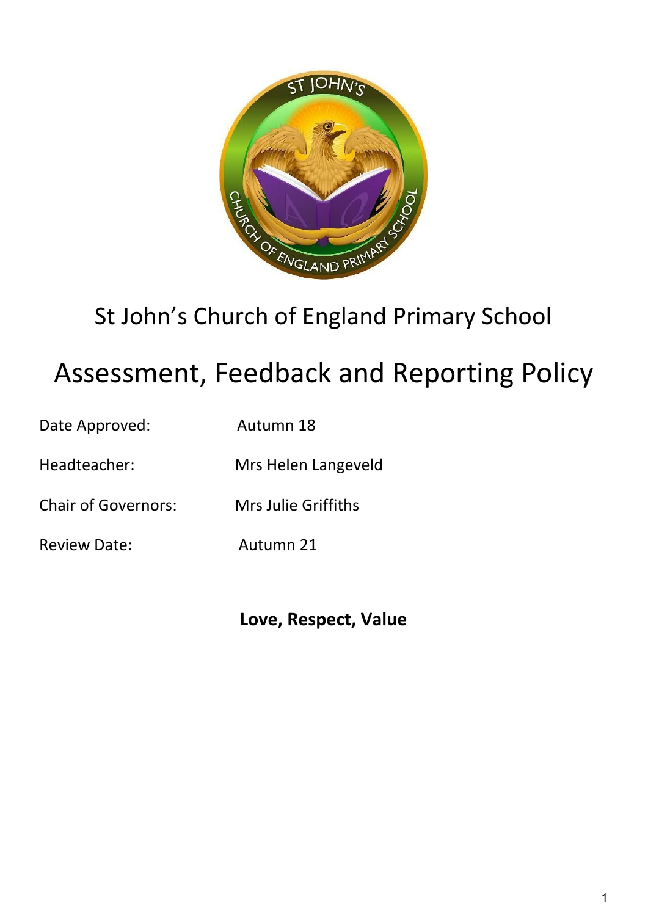St John's Church of England Primary School

# Assessment, Feedback and Reporting Policy

| | |
|---|---|
| Date Approved: | Autumn 18 |
| Headteacher: | Mrs Helen Langeveld |
| Chair of Governors: | Mrs Julie Griffiths |
| Review Date: | Autumn 21 |

**Love, Respect, Value**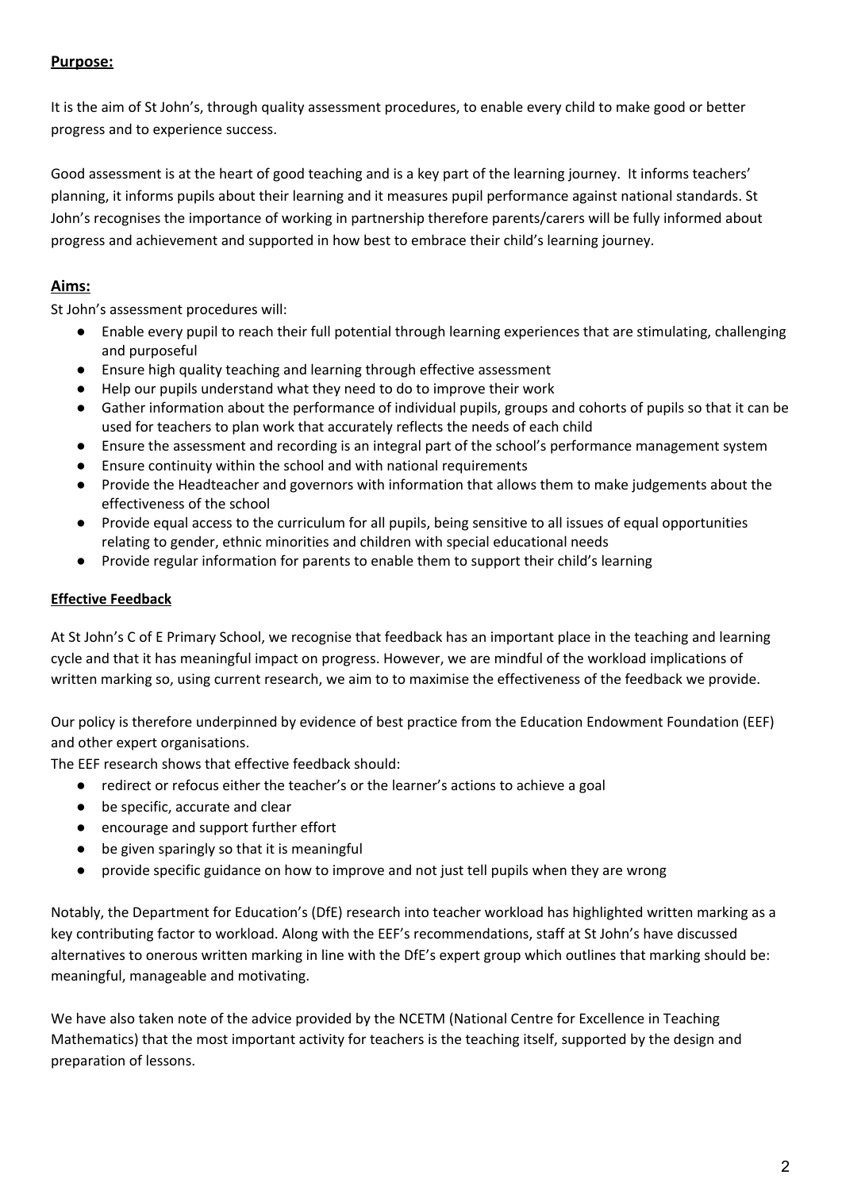**Purpose:**

It is the aim of St John's, through quality assessment procedures, to enable every child to make good or better progress and to experience success.

Good assessment is at the heart of good teaching and is a key part of the learning journey. It informs teachers' planning, it informs pupils about their learning and it measures pupil performance against national standards. St John's recognises the importance of working in partnership therefore parents/carers will be fully informed about progress and achievement and supported in how best to embrace their child's learning journey.

## Aims:

St John's assessment procedures will:

- Enable every pupil to reach their full potential through learning experiences that are stimulating, challenging and purposeful
- Ensure high quality teaching and learning through effective assessment
- Help our pupils understand what they need to do to improve their work
- Gather information about the performance of individual pupils, groups and cohorts of pupils so that it can be used for teachers to plan work that accurately reflects the needs of each child
- Ensure the assessment and recording is an integral part of the school's performance management system
- Ensure continuity within the school and with national requirements
- Provide the Headteacher and governors with information that allows them to make judgements about the effectiveness of the school
- Provide equal access to the curriculum for all pupils, being sensitive to all issues of equal opportunities relating to gender, ethnic minorities and children with special educational needs
- Provide regular information for parents to enable them to support their child's learning

**Effective Feedback**

At St John's C of E Primary School, we recognise that feedback has an important place in the teaching and learning cycle and that it has meaningful impact on progress. However, we are mindful of the workload implications of written marking so, using current research, we aim to to maximise the effectiveness of the feedback we provide.

Our policy is therefore underpinned by evidence of best practice from the Education Endowment Foundation (EEF) and other expert organisations.

The EEF research shows that effective feedback should:

- redirect or refocus either the teacher's or the learner's actions to achieve a goal
- be specific, accurate and clear
- encourage and support further effort
- be given sparingly so that it is meaningful
- provide specific guidance on how to improve and not just tell pupils when they are wrong

Notably, the Department for Education's (DfE) research into teacher workload has highlighted written marking as a key contributing factor to workload. Along with the EEF's recommendations, staff at St John's have discussed alternatives to onerous written marking in line with the DfE's expert group which outlines that marking should be: meaningful, manageable and motivating.

We have also taken note of the advice provided by the NCETM (National Centre for Excellence in Teaching Mathematics) that the most important activity for teachers is the teaching itself, supported by the design and preparation of lessons.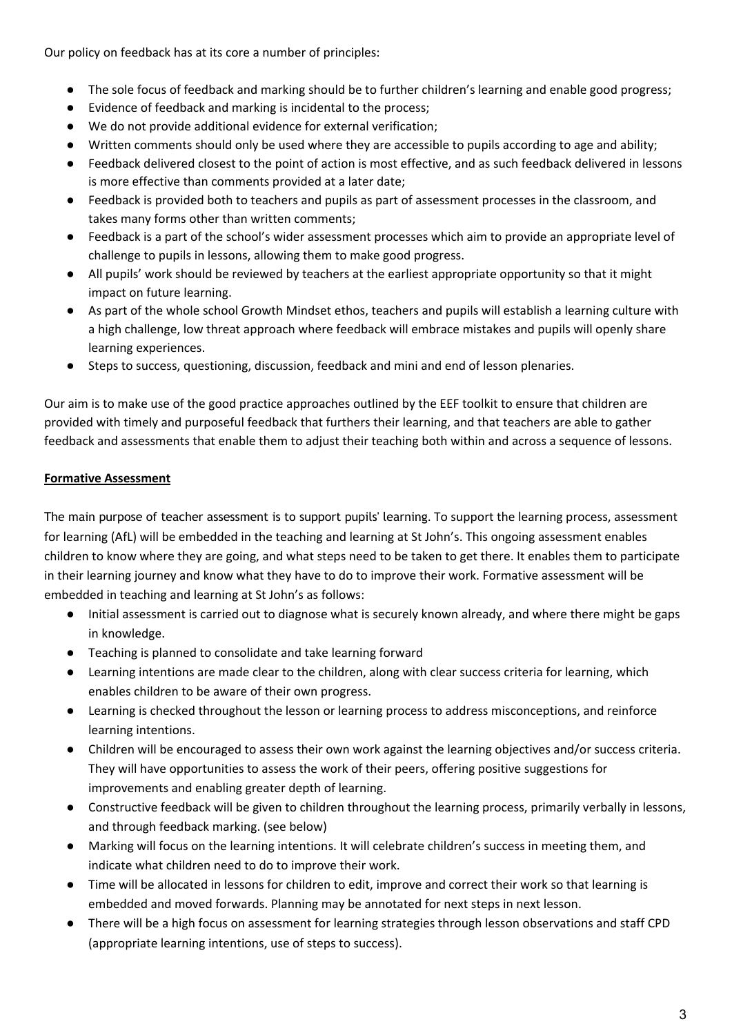Our policy on feedback has at its core a number of principles:

- The sole focus of feedback and marking should be to further children's learning and enable good progress;
- Evidence of feedback and marking is incidental to the process;
- We do not provide additional evidence for external verification;
- Written comments should only be used where they are accessible to pupils according to age and ability;
- Feedback delivered closest to the point of action is most effective, and as such feedback delivered in lessons is more effective than comments provided at a later date;
- Feedback is provided both to teachers and pupils as part of assessment processes in the classroom, and takes many forms other than written comments;
- Feedback is a part of the school's wider assessment processes which aim to provide an appropriate level of challenge to pupils in lessons, allowing them to make good progress.
- All pupils' work should be reviewed by teachers at the earliest appropriate opportunity so that it might impact on future learning.
- As part of the whole school Growth Mindset ethos, teachers and pupils will establish a learning culture with a high challenge, low threat approach where feedback will embrace mistakes and pupils will openly share learning experiences.
- Steps to success, questioning, discussion, feedback and mini and end of lesson plenaries.

Our aim is to make use of the good practice approaches outlined by the EEF toolkit to ensure that children are provided with timely and purposeful feedback that furthers their learning, and that teachers are able to gather feedback and assessments that enable them to adjust their teaching both within and across a sequence of lessons.

**Formative Assessment**

The main purpose of teacher assessment is to support pupils' learning. To support the learning process, assessment for learning (AfL) will be embedded in the teaching and learning at St John's. This ongoing assessment enables children to know where they are going, and what steps need to be taken to get there. It enables them to participate in their learning journey and know what they have to do to improve their work. Formative assessment will be embedded in teaching and learning at St John's as follows:

- Initial assessment is carried out to diagnose what is securely known already, and where there might be gaps in knowledge.
- Teaching is planned to consolidate and take learning forward
- Learning intentions are made clear to the children, along with clear success criteria for learning, which enables children to be aware of their own progress.
- Learning is checked throughout the lesson or learning process to address misconceptions, and reinforce learning intentions.
- Children will be encouraged to assess their own work against the learning objectives and/or success criteria. They will have opportunities to assess the work of their peers, offering positive suggestions for improvements and enabling greater depth of learning.
- Constructive feedback will be given to children throughout the learning process, primarily verbally in lessons, and through feedback marking. (see below)
- Marking will focus on the learning intentions. It will celebrate children's success in meeting them, and indicate what children need to do to improve their work.
- Time will be allocated in lessons for children to edit, improve and correct their work so that learning is embedded and moved forwards. Planning may be annotated for next steps in next lesson.
- There will be a high focus on assessment for learning strategies through lesson observations and staff CPD (appropriate learning intentions, use of steps to success).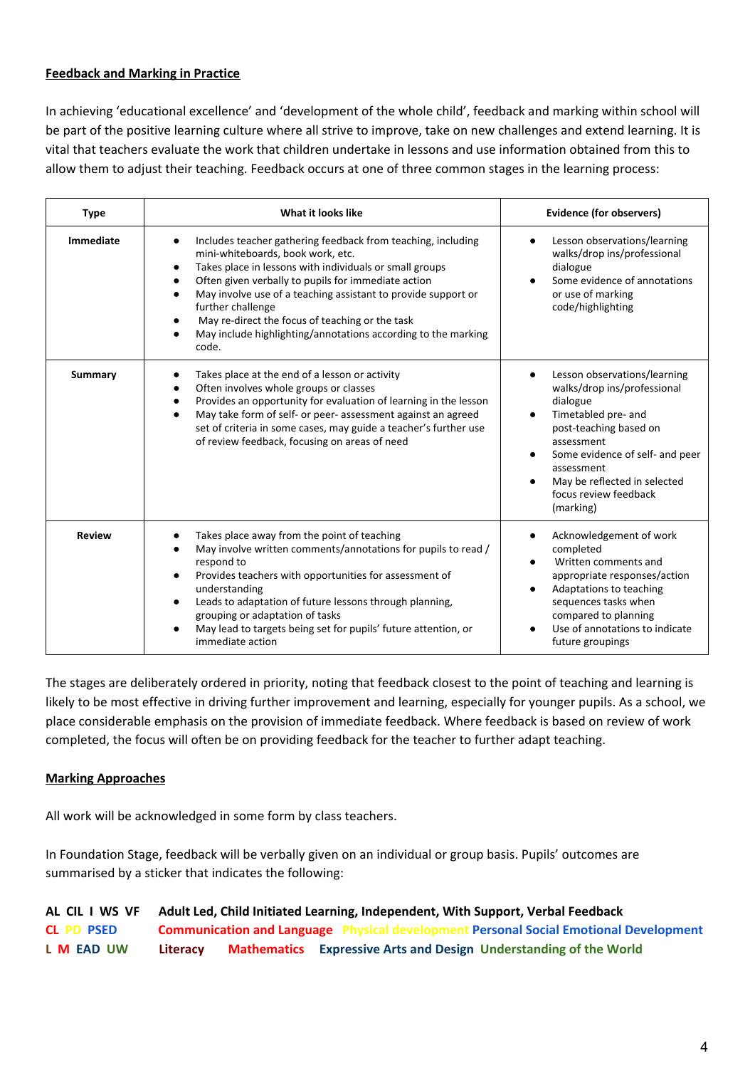**Feedback and Marking in Practice**

In achieving 'educational excellence' and 'development of the whole child', feedback and marking within school will be part of the positive learning culture where all strive to improve, take on new challenges and extend learning. It is vital that teachers evaluate the work that children undertake in lessons and use information obtained from this to allow them to adjust their teaching. Feedback occurs at one of three common stages in the learning process:

| Type | What it looks like | Evidence (for observers) |
|---|---|---|
| **Immediate** | • Includes teacher gathering feedback from teaching, including mini-whiteboards, book work, etc.<br>• Takes place in lessons with individuals or small groups<br>• Often given verbally to pupils for immediate action<br>• May involve use of a teaching assistant to provide support or further challenge<br>• May re-direct the focus of teaching or the task<br>• May include highlighting/annotations according to the marking code. | • Lesson observations/learning walks/drop ins/professional dialogue<br>• Some evidence of annotations or use of marking code/highlighting |
| **Summary** | • Takes place at the end of a lesson or activity<br>• Often involves whole groups or classes<br>• Provides an opportunity for evaluation of learning in the lesson<br>• May take form of self- or peer- assessment against an agreed set of criteria in some cases, may guide a teacher's further use of review feedback, focusing on areas of need | • Lesson observations/learning walks/drop ins/professional dialogue<br>• Timetabled pre- and post-teaching based on assessment<br>• Some evidence of self- and peer assessment<br>• May be reflected in selected focus review feedback (marking) |
| **Review** | • Takes place away from the point of teaching<br>• May involve written comments/annotations for pupils to read / respond to<br>• Provides teachers with opportunities for assessment of understanding<br>• Leads to adaptation of future lessons through planning, grouping or adaptation of tasks<br>• May lead to targets being set for pupils' future attention, or immediate action | • Acknowledgement of work completed<br>• Written comments and appropriate responses/action<br>• Adaptations to teaching sequences tasks when compared to planning<br>• Use of annotations to indicate future groupings |

The stages are deliberately ordered in priority, noting that feedback closest to the point of teaching and learning is likely to be most effective in driving further improvement and learning, especially for younger pupils. As a school, we place considerable emphasis on the provision of immediate feedback. Where feedback is based on review of work completed, the focus will often be on providing feedback for the teacher to further adapt teaching.

**Marking Approaches**

All work will be acknowledged in some form by class teachers.

In Foundation Stage, feedback will be verbally given on an individual or group basis. Pupils' outcomes are summarised by a sticker that indicates the following:

**AL CIL I WS VF** **Adult Led, Child Initiated Learning, Independent, With Support, Verbal Feedback**
**CL PD PSED** **Communication and Language Physical development Personal Social Emotional Development**
**L M EAD UW** **Literacy Mathematics Expressive Arts and Design Understanding of the World**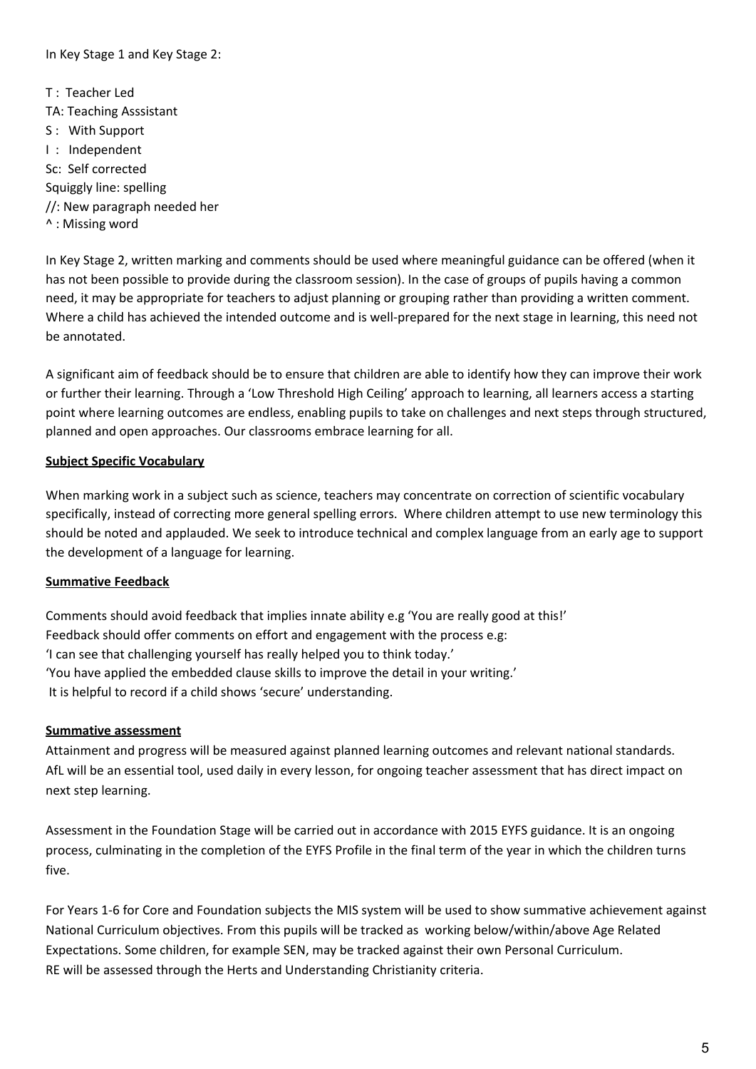In Key Stage 1 and Key Stage 2:

T : Teacher Led
TA: Teaching Asssistant
S : With Support
I : Independent
Sc: Self corrected
Squiggly line: spelling
//: New paragraph needed her
^ : Missing word

In Key Stage 2, written marking and comments should be used where meaningful guidance can be offered (when it has not been possible to provide during the classroom session). In the case of groups of pupils having a common need, it may be appropriate for teachers to adjust planning or grouping rather than providing a written comment. Where a child has achieved the intended outcome and is well-prepared for the next stage in learning, this need not be annotated.

A significant aim of feedback should be to ensure that children are able to identify how they can improve their work or further their learning. Through a 'Low Threshold High Ceiling' approach to learning, all learners access a starting point where learning outcomes are endless, enabling pupils to take on challenges and next steps through structured, planned and open approaches. Our classrooms embrace learning for all.

**Subject Specific Vocabulary**

When marking work in a subject such as science, teachers may concentrate on correction of scientific vocabulary specifically, instead of correcting more general spelling errors. Where children attempt to use new terminology this should be noted and applauded. We seek to introduce technical and complex language from an early age to support the development of a language for learning.

**Summative Feedback**

Comments should avoid feedback that implies innate ability e.g 'You are really good at this!'
Feedback should offer comments on effort and engagement with the process e.g:
'I can see that challenging yourself has really helped you to think today.'
'You have applied the embedded clause skills to improve the detail in your writing.'
It is helpful to record if a child shows 'secure' understanding.

**Summative assessment**

Attainment and progress will be measured against planned learning outcomes and relevant national standards. AfL will be an essential tool, used daily in every lesson, for ongoing teacher assessment that has direct impact on next step learning.

Assessment in the Foundation Stage will be carried out in accordance with 2015 EYFS guidance. It is an ongoing process, culminating in the completion of the EYFS Profile in the final term of the year in which the children turns five.

For Years 1-6 for Core and Foundation subjects the MIS system will be used to show summative achievement against National Curriculum objectives. From this pupils will be tracked as working below/within/above Age Related Expectations. Some children, for example SEN, may be tracked against their own Personal Curriculum.
RE will be assessed through the Herts and Understanding Christianity criteria.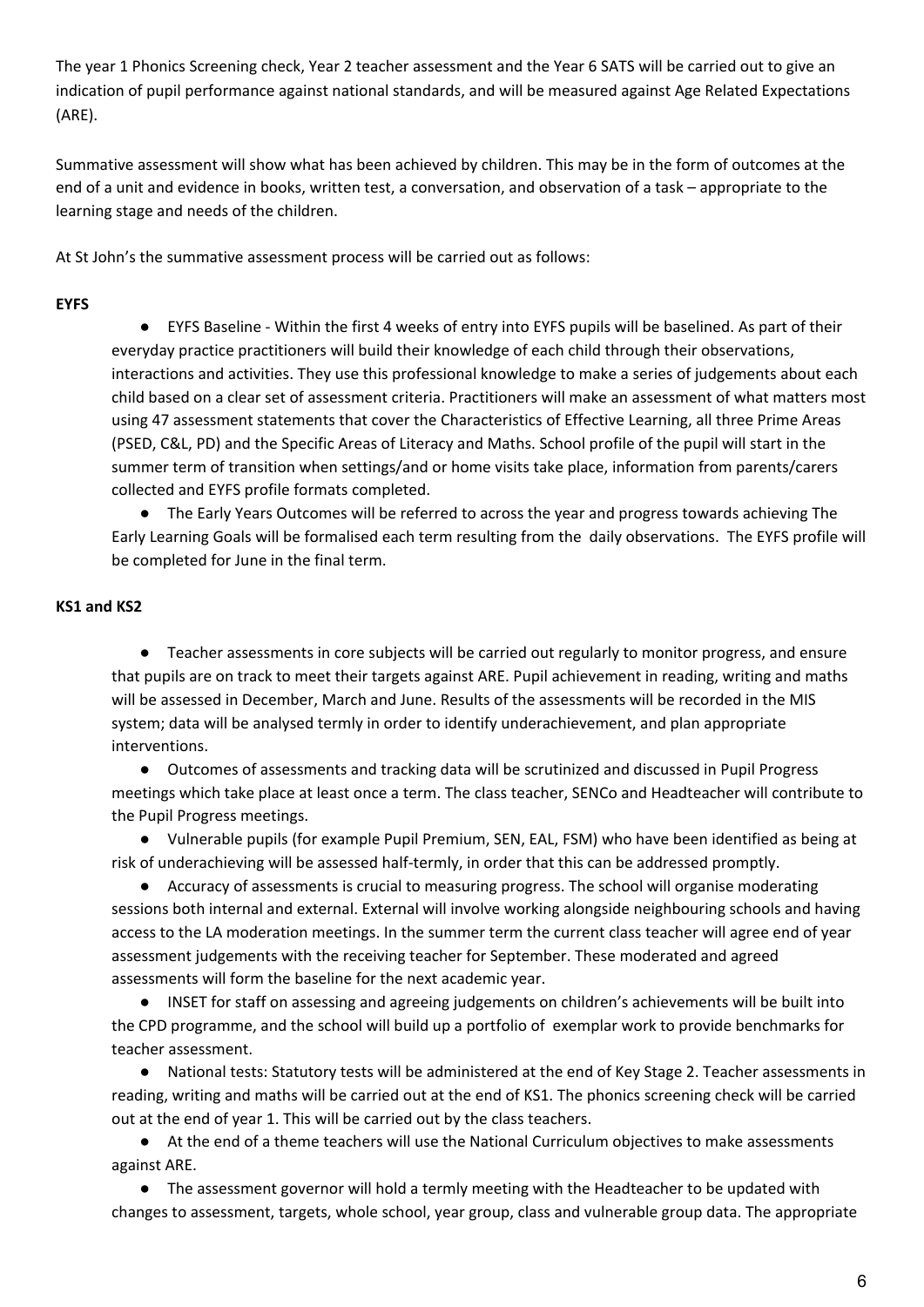The year 1 Phonics Screening check, Year 2 teacher assessment and the Year 6 SATS will be carried out to give an indication of pupil performance against national standards, and will be measured against Age Related Expectations (ARE).

Summative assessment will show what has been achieved by children. This may be in the form of outcomes at the end of a unit and evidence in books, written test, a conversation, and observation of a task – appropriate to the learning stage and needs of the children.

At St John's the summative assessment process will be carried out as follows:

**EYFS**

- EYFS Baseline - Within the first 4 weeks of entry into EYFS pupils will be baselined. As part of their everyday practice practitioners will build their knowledge of each child through their observations, interactions and activities. They use this professional knowledge to make a series of judgements about each child based on a clear set of assessment criteria. Practitioners will make an assessment of what matters most using 47 assessment statements that cover the Characteristics of Effective Learning, all three Prime Areas (PSED, C&L, PD) and the Specific Areas of Literacy and Maths. School profile of the pupil will start in the summer term of transition when settings/and or home visits take place, information from parents/carers collected and EYFS profile formats completed.
- The Early Years Outcomes will be referred to across the year and progress towards achieving The Early Learning Goals will be formalised each term resulting from the daily observations. The EYFS profile will be completed for June in the final term.

**KS1 and KS2**

- Teacher assessments in core subjects will be carried out regularly to monitor progress, and ensure that pupils are on track to meet their targets against ARE. Pupil achievement in reading, writing and maths will be assessed in December, March and June. Results of the assessments will be recorded in the MIS system; data will be analysed termly in order to identify underachievement, and plan appropriate interventions.
- Outcomes of assessments and tracking data will be scrutinized and discussed in Pupil Progress meetings which take place at least once a term. The class teacher, SENCo and Headteacher will contribute to the Pupil Progress meetings.
- Vulnerable pupils (for example Pupil Premium, SEN, EAL, FSM) who have been identified as being at risk of underachieving will be assessed half-termly, in order that this can be addressed promptly.
- Accuracy of assessments is crucial to measuring progress. The school will organise moderating sessions both internal and external. External will involve working alongside neighbouring schools and having access to the LA moderation meetings. In the summer term the current class teacher will agree end of year assessment judgements with the receiving teacher for September. These moderated and agreed assessments will form the baseline for the next academic year.
- INSET for staff on assessing and agreeing judgements on children's achievements will be built into the CPD programme, and the school will build up a portfolio of exemplar work to provide benchmarks for teacher assessment.
- National tests: Statutory tests will be administered at the end of Key Stage 2. Teacher assessments in reading, writing and maths will be carried out at the end of KS1. The phonics screening check will be carried out at the end of year 1. This will be carried out by the class teachers.
- At the end of a theme teachers will use the National Curriculum objectives to make assessments against ARE.
- The assessment governor will hold a termly meeting with the Headteacher to be updated with changes to assessment, targets, whole school, year group, class and vulnerable group data. The appropriate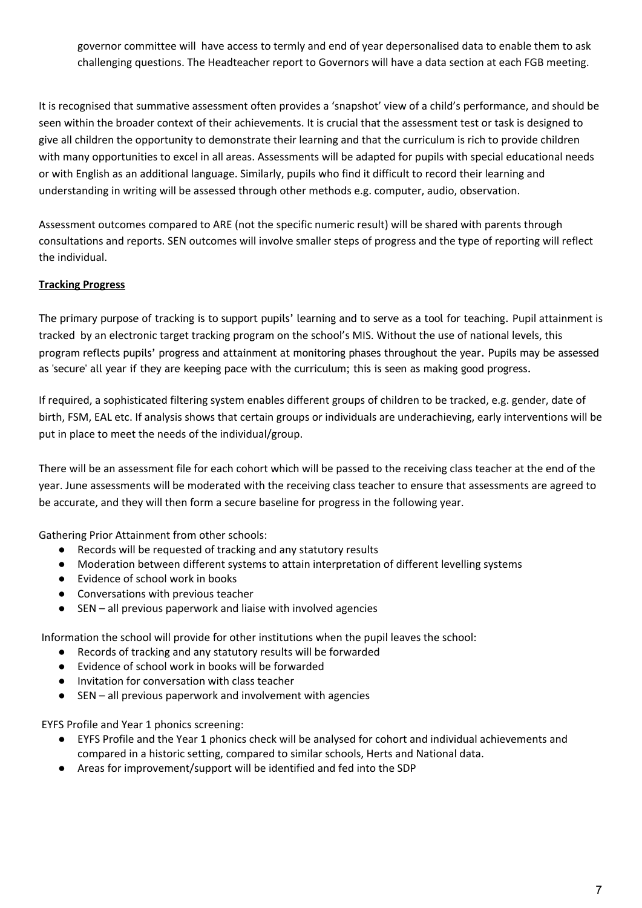governor committee will have access to termly and end of year depersonalised data to enable them to ask challenging questions. The Headteacher report to Governors will have a data section at each FGB meeting.

It is recognised that summative assessment often provides a 'snapshot' view of a child's performance, and should be seen within the broader context of their achievements. It is crucial that the assessment test or task is designed to give all children the opportunity to demonstrate their learning and that the curriculum is rich to provide children with many opportunities to excel in all areas. Assessments will be adapted for pupils with special educational needs or with English as an additional language. Similarly, pupils who find it difficult to record their learning and understanding in writing will be assessed through other methods e.g. computer, audio, observation.

Assessment outcomes compared to ARE (not the specific numeric result) will be shared with parents through consultations and reports. SEN outcomes will involve smaller steps of progress and the type of reporting will reflect the individual.

**Tracking Progress**

The primary purpose of tracking is to support pupils' learning and to serve as a tool for teaching. Pupil attainment is tracked by an electronic target tracking program on the school's MIS. Without the use of national levels, this program reflects pupils' progress and attainment at monitoring phases throughout the year. Pupils may be assessed as 'secure' all year if they are keeping pace with the curriculum; this is seen as making good progress.

If required, a sophisticated filtering system enables different groups of children to be tracked, e.g. gender, date of birth, FSM, EAL etc. If analysis shows that certain groups or individuals are underachieving, early interventions will be put in place to meet the needs of the individual/group.

There will be an assessment file for each cohort which will be passed to the receiving class teacher at the end of the year. June assessments will be moderated with the receiving class teacher to ensure that assessments are agreed to be accurate, and they will then form a secure baseline for progress in the following year.

Gathering Prior Attainment from other schools:

- Records will be requested of tracking and any statutory results
- Moderation between different systems to attain interpretation of different levelling systems
- Evidence of school work in books
- Conversations with previous teacher
- SEN – all previous paperwork and liaise with involved agencies

Information the school will provide for other institutions when the pupil leaves the school:

- Records of tracking and any statutory results will be forwarded
- Evidence of school work in books will be forwarded
- Invitation for conversation with class teacher
- SEN – all previous paperwork and involvement with agencies

EYFS Profile and Year 1 phonics screening:

- EYFS Profile and the Year 1 phonics check will be analysed for cohort and individual achievements and compared in a historic setting, compared to similar schools, Herts and National data.
- Areas for improvement/support will be identified and fed into the SDP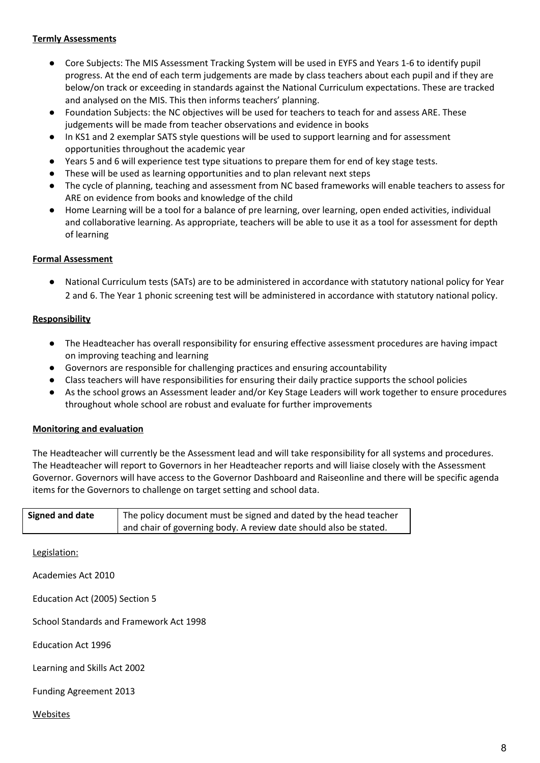**Termly Assessments**

- Core Subjects: The MIS Assessment Tracking System will be used in EYFS and Years 1-6 to identify pupil progress. At the end of each term judgements are made by class teachers about each pupil and if they are below/on track or exceeding in standards against the National Curriculum expectations. These are tracked and analysed on the MIS. This then informs teachers' planning.
- Foundation Subjects: the NC objectives will be used for teachers to teach for and assess ARE. These judgements will be made from teacher observations and evidence in books
- In KS1 and 2 exemplar SATS style questions will be used to support learning and for assessment opportunities throughout the academic year
- Years 5 and 6 will experience test type situations to prepare them for end of key stage tests.
- These will be used as learning opportunities and to plan relevant next steps
- The cycle of planning, teaching and assessment from NC based frameworks will enable teachers to assess for ARE on evidence from books and knowledge of the child
- Home Learning will be a tool for a balance of pre learning, over learning, open ended activities, individual and collaborative learning. As appropriate, teachers will be able to use it as a tool for assessment for depth of learning

**Formal Assessment**

- National Curriculum tests (SATs) are to be administered in accordance with statutory national policy for Year 2 and 6. The Year 1 phonic screening test will be administered in accordance with statutory national policy.

**Responsibility**

- The Headteacher has overall responsibility for ensuring effective assessment procedures are having impact on improving teaching and learning
- Governors are responsible for challenging practices and ensuring accountability
- Class teachers will have responsibilities for ensuring their daily practice supports the school policies
- As the school grows an Assessment leader and/or Key Stage Leaders will work together to ensure procedures throughout whole school are robust and evaluate for further improvements

**Monitoring and evaluation**

The Headteacher will currently be the Assessment lead and will take responsibility for all systems and procedures. The Headteacher will report to Governors in her Headteacher reports and will liaise closely with the Assessment Governor. Governors will have access to the Governor Dashboard and Raiseonline and there will be specific agenda items for the Governors to challenge on target setting and school data.

| **Signed and date** | The policy document must be signed and dated by the head teacher and chair of governing body. A review date should also be stated. |
|---|---|

Legislation:

Academies Act 2010

Education Act (2005) Section 5

School Standards and Framework Act 1998

Education Act 1996

Learning and Skills Act 2002

Funding Agreement 2013

Websites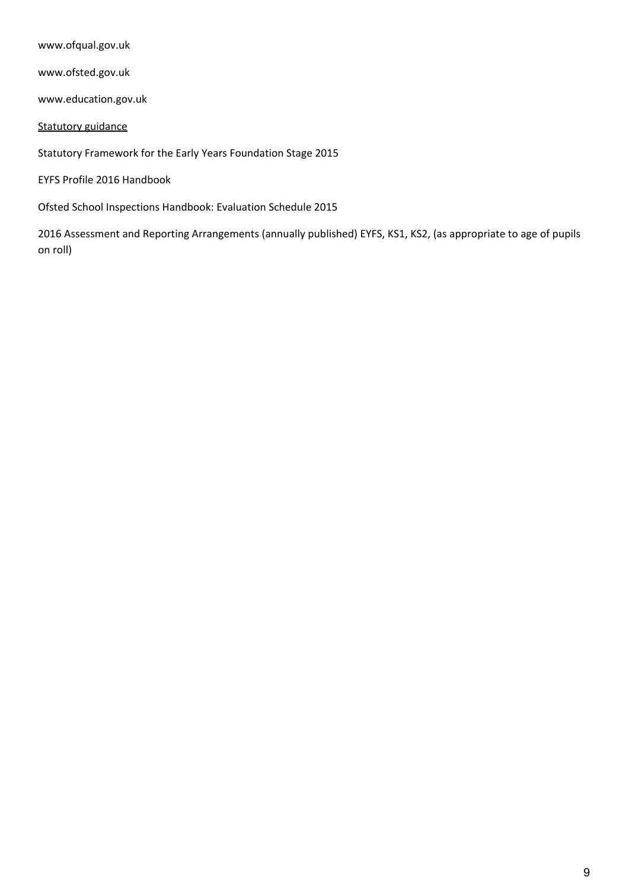www.ofqual.gov.uk

www.ofsted.gov.uk

www.education.gov.uk

<u>Statutory guidance</u>

Statutory Framework for the Early Years Foundation Stage 2015

EYFS Profile 2016 Handbook

Ofsted School Inspections Handbook: Evaluation Schedule 2015

2016 Assessment and Reporting Arrangements (annually published) EYFS, KS1, KS2, (as appropriate to age of pupils on roll)